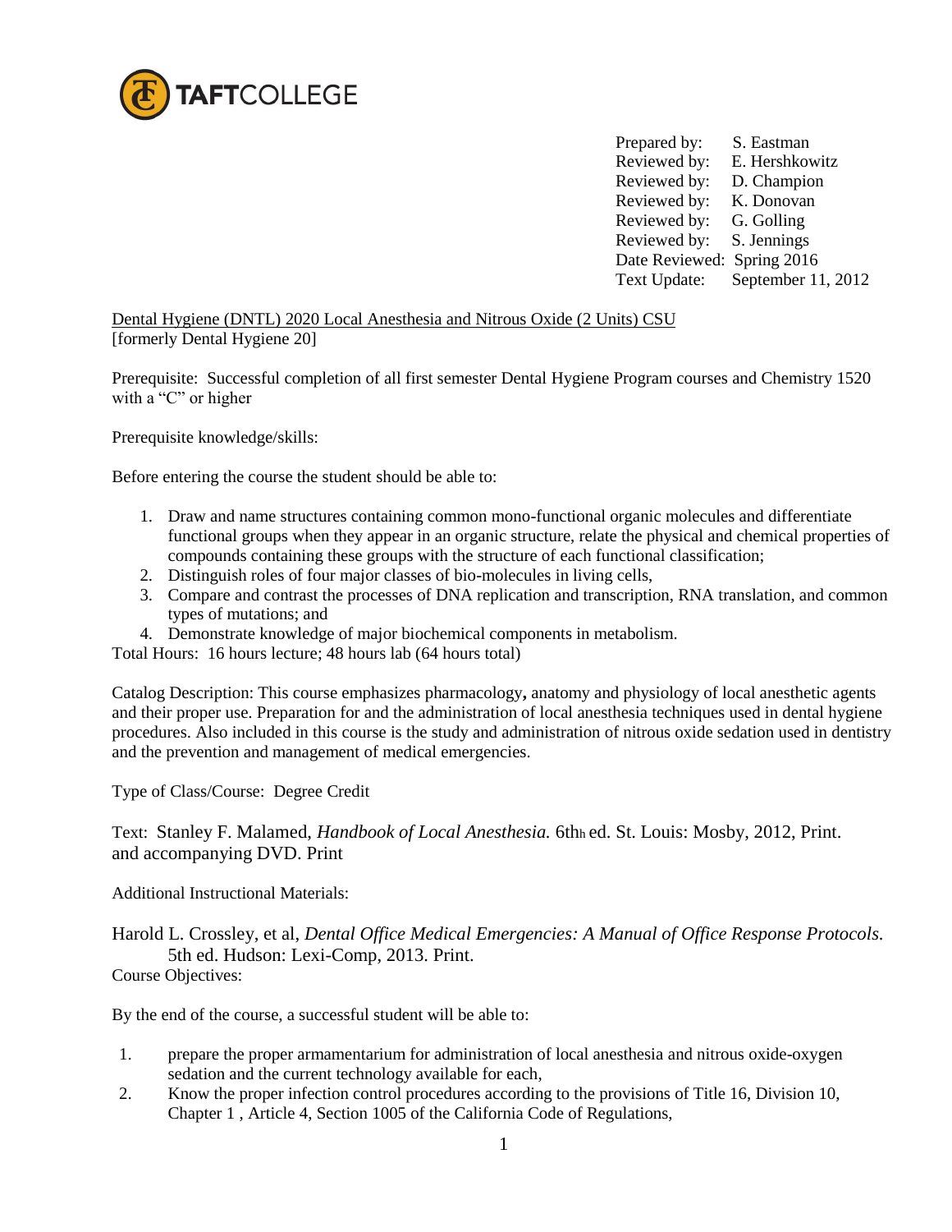TAFTCOLLEGE

Prepared by: S. Eastman
Reviewed by: E. Hershkowitz
Reviewed by: D. Champion
Reviewed by: K. Donovan
Reviewed by: G. Golling
Reviewed by: S. Jennings
Date Reviewed: Spring 2016
Text Update: September 11, 2012

Dental Hygiene (DNTL) 2020 Local Anesthesia and Nitrous Oxide (2 Units) CSU
[formerly Dental Hygiene 20]

Prerequisite: Successful completion of all first semester Dental Hygiene Program courses and Chemistry 1520 with a "C" or higher

Prerequisite knowledge/skills:

Before entering the course the student should be able to:

1. Draw and name structures containing common mono-functional organic molecules and differentiate functional groups when they appear in an organic structure, relate the physical and chemical properties of compounds containing these groups with the structure of each functional classification;
2. Distinguish roles of four major classes of bio-molecules in living cells,
3. Compare and contrast the processes of DNA replication and transcription, RNA translation, and common types of mutations; and
4. Demonstrate knowledge of major biochemical components in metabolism.

Total Hours: 16 hours lecture; 48 hours lab (64 hours total)

Catalog Description: This course emphasizes pharmacology**,** anatomy and physiology of local anesthetic agents and their proper use. Preparation for and the administration of local anesthesia techniques used in dental hygiene procedures. Also included in this course is the study and administration of nitrous oxide sedation used in dentistry and the prevention and management of medical emergencies.

Type of Class/Course: Degree Credit

Text: Stanley F. Malamed, *Handbook of Local Anesthesia.* 6thh ed. St. Louis: Mosby, 2012, Print. and accompanying DVD. Print

Additional Instructional Materials:

Harold L. Crossley, et al, *Dental Office Medical Emergencies: A Manual of Office Response Protocols.* 5th ed. Hudson: Lexi-Comp, 2013. Print.

Course Objectives:

By the end of the course, a successful student will be able to:

1. prepare the proper armamentarium for administration of local anesthesia and nitrous oxide-oxygen sedation and the current technology available for each,
2. Know the proper infection control procedures according to the provisions of Title 16, Division 10, Chapter 1 , Article 4, Section 1005 of the California Code of Regulations,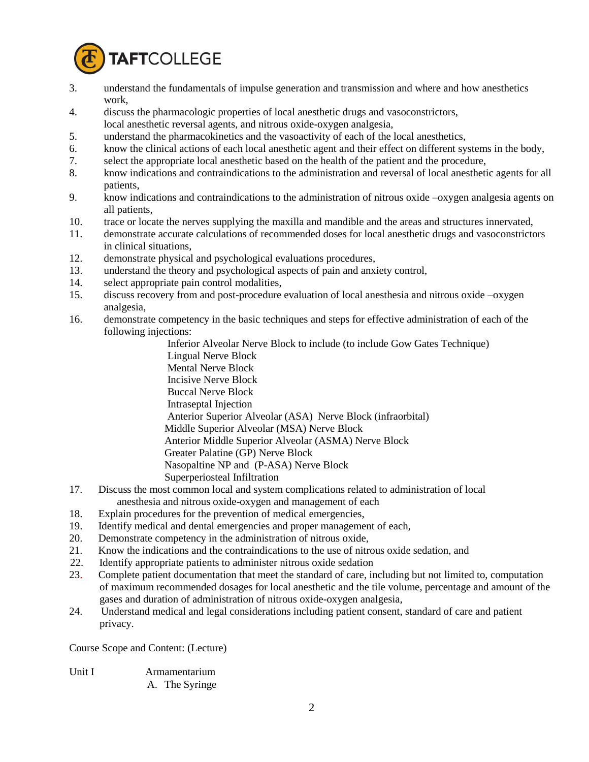3. understand the fundamentals of impulse generation and transmission and where and how anesthetics work,
4. discuss the pharmacologic properties of local anesthetic drugs and vasoconstrictors, local anesthetic reversal agents, and nitrous oxide-oxygen analgesia,
5. understand the pharmacokinetics and the vasoactivity of each of the local anesthetics,
6. know the clinical actions of each local anesthetic agent and their effect on different systems in the body,
7. select the appropriate local anesthetic based on the health of the patient and the procedure,
8. know indications and contraindications to the administration and reversal of local anesthetic agents for all patients,
9. know indications and contraindications to the administration of nitrous oxide –oxygen analgesia agents on all patients,
10. trace or locate the nerves supplying the maxilla and mandible and the areas and structures innervated,
11. demonstrate accurate calculations of recommended doses for local anesthetic drugs and vasoconstrictors in clinical situations,
12. demonstrate physical and psychological evaluations procedures,
13. understand the theory and psychological aspects of pain and anxiety control,
14. select appropriate pain control modalities,
15. discuss recovery from and post-procedure evaluation of local anesthesia and nitrous oxide –oxygen analgesia,
16. demonstrate competency in the basic techniques and steps for effective administration of each of the following injections:
    - Inferior Alveolar Nerve Block to include (to include Gow Gates Technique)
    - Lingual Nerve Block
    - Mental Nerve Block
    - Incisive Nerve Block
    - Buccal Nerve Block
    - Intraseptal Injection
    - Anterior Superior Alveolar (ASA) Nerve Block (infraorbital)
    - Middle Superior Alveolar (MSA) Nerve Block
    - Anterior Middle Superior Alveolar (ASMA) Nerve Block
    - Greater Palatine (GP) Nerve Block
    - Nasopaltine NP and (P-ASA) Nerve Block
    - Superperiosteal Infiltration
17. Discuss the most common local and system complications related to administration of local anesthesia and nitrous oxide-oxygen and management of each
18. Explain procedures for the prevention of medical emergencies,
19. Identify medical and dental emergencies and proper management of each,
20. Demonstrate competency in the administration of nitrous oxide,
21. Know the indications and the contraindications to the use of nitrous oxide sedation, and
22. Identify appropriate patients to administer nitrous oxide sedation
23. Complete patient documentation that meet the standard of care, including but not limited to, computation of maximum recommended dosages for local anesthetic and the tile volume, percentage and amount of the gases and duration of administration of nitrous oxide-oxygen analgesia,
24. Understand medical and legal considerations including patient consent, standard of care and patient privacy.

Course Scope and Content: (Lecture)

Unit I Armamentarium

A. The Syringe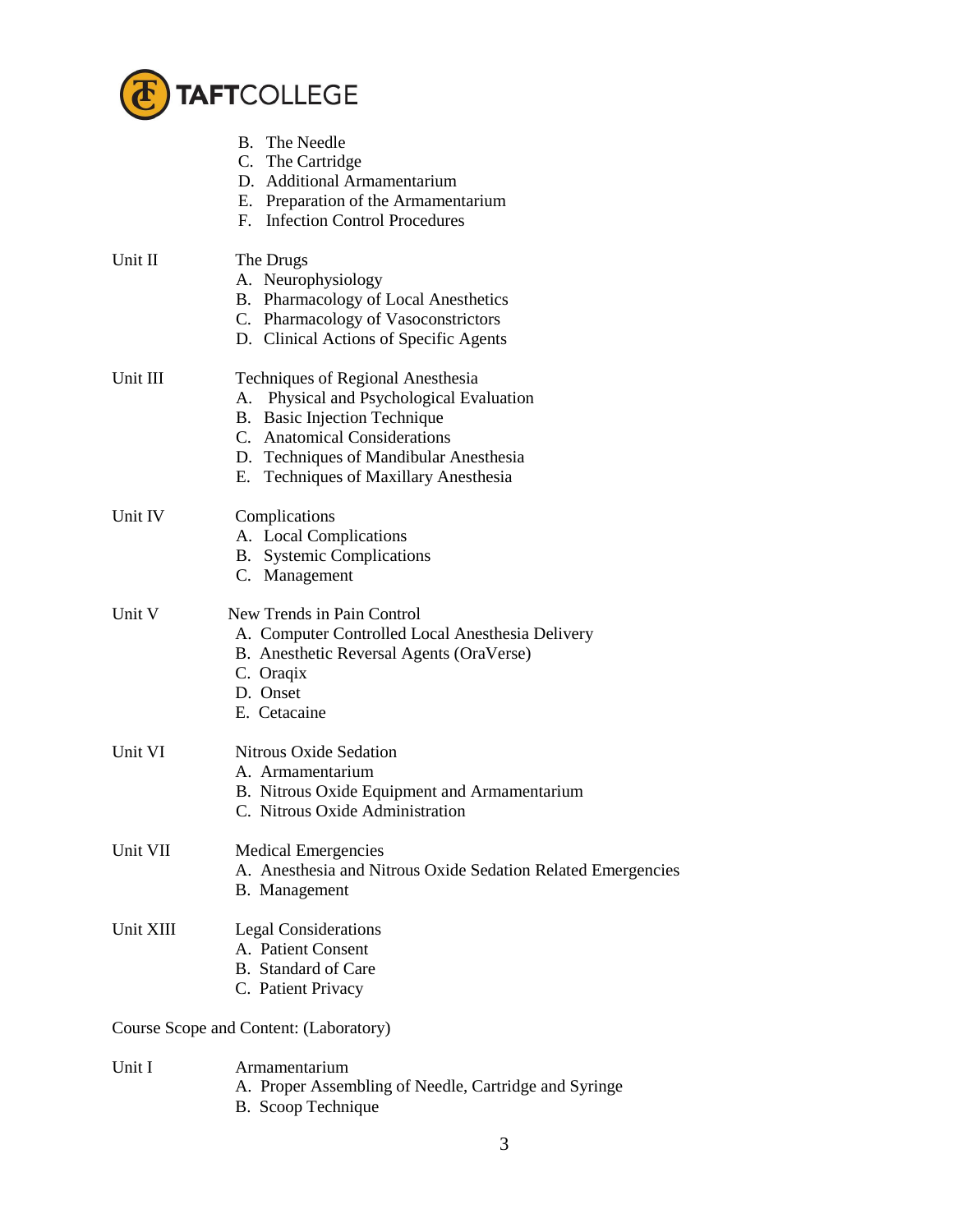B. The Needle
C. The Cartridge
D. Additional Armamentarium
E. Preparation of the Armamentarium
F. Infection Control Procedures

Unit II — The Drugs
A. Neurophysiology
B. Pharmacology of Local Anesthetics
C. Pharmacology of Vasoconstrictors
D. Clinical Actions of Specific Agents

Unit III — Techniques of Regional Anesthesia
A. Physical and Psychological Evaluation
B. Basic Injection Technique
C. Anatomical Considerations
D. Techniques of Mandibular Anesthesia
E. Techniques of Maxillary Anesthesia

Unit IV — Complications
A. Local Complications
B. Systemic Complications
C. Management

Unit V — New Trends in Pain Control
A. Computer Controlled Local Anesthesia Delivery
B. Anesthetic Reversal Agents (OraVerse)
C. Oraqix
D. Onset
E. Cetacaine

Unit VI — Nitrous Oxide Sedation
A. Armamentarium
B. Nitrous Oxide Equipment and Armamentarium
C. Nitrous Oxide Administration

Unit VII — Medical Emergencies
A. Anesthesia and Nitrous Oxide Sedation Related Emergencies
B. Management

Unit XIII — Legal Considerations
A. Patient Consent
B. Standard of Care
C. Patient Privacy

Course Scope and Content: (Laboratory)

Unit I — Armamentarium
A. Proper Assembling of Needle, Cartridge and Syringe
B. Scoop Technique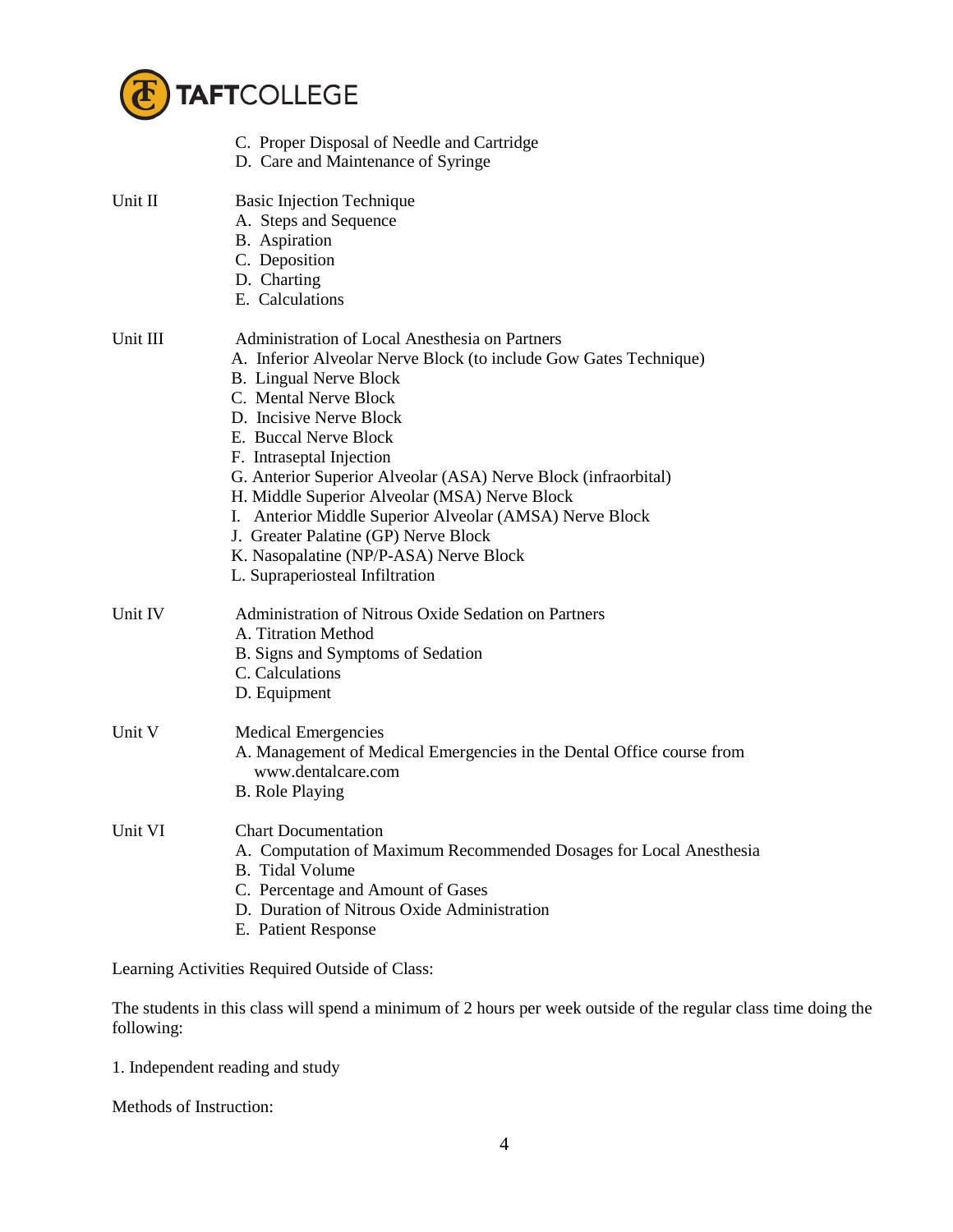C. Proper Disposal of Needle and Cartridge
D. Care and Maintenance of Syringe

Unit II — Basic Injection Technique

A. Steps and Sequence
B. Aspiration
C. Deposition
D. Charting
E. Calculations

Unit III — Administration of Local Anesthesia on Partners

A. Inferior Alveolar Nerve Block (to include Gow Gates Technique)
B. Lingual Nerve Block
C. Mental Nerve Block
D. Incisive Nerve Block
E. Buccal Nerve Block
F. Intraseptal Injection
G. Anterior Superior Alveolar (ASA) Nerve Block (infraorbital)
H. Middle Superior Alveolar (MSA) Nerve Block
I. Anterior Middle Superior Alveolar (AMSA) Nerve Block
J. Greater Palatine (GP) Nerve Block
K. Nasopalatine (NP/P-ASA) Nerve Block
L. Supraperiosteal Infiltration

Unit IV — Administration of Nitrous Oxide Sedation on Partners

A. Titration Method
B. Signs and Symptoms of Sedation
C. Calculations
D. Equipment

Unit V — Medical Emergencies

A. Management of Medical Emergencies in the Dental Office course from www.dentalcare.com
B. Role Playing

Unit VI — Chart Documentation

A. Computation of Maximum Recommended Dosages for Local Anesthesia
B. Tidal Volume
C. Percentage and Amount of Gases
D. Duration of Nitrous Oxide Administration
E. Patient Response

Learning Activities Required Outside of Class:

The students in this class will spend a minimum of 2 hours per week outside of the regular class time doing the following:

1. Independent reading and study

Methods of Instruction: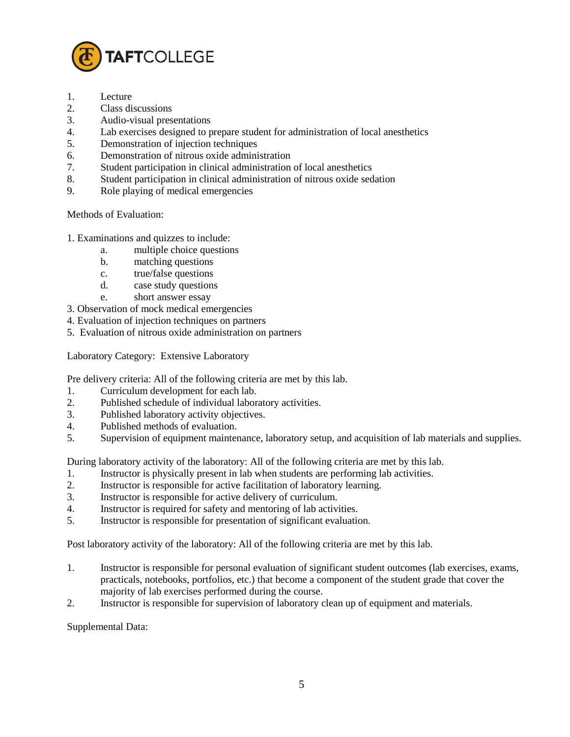1. Lecture
2. Class discussions
3. Audio-visual presentations
4. Lab exercises designed to prepare student for administration of local anesthetics
5. Demonstration of injection techniques
6. Demonstration of nitrous oxide administration
7. Student participation in clinical administration of local anesthetics
8. Student participation in clinical administration of nitrous oxide sedation
9. Role playing of medical emergencies

Methods of Evaluation:

1. Examinations and quizzes to include:
    a. multiple choice questions
    b. matching questions
    c. true/false questions
    d. case study questions
    e. short answer essay

3. Observation of mock medical emergencies
4. Evaluation of injection techniques on partners
5. Evaluation of nitrous oxide administration on partners

Laboratory Category: Extensive Laboratory

Pre delivery criteria: All of the following criteria are met by this lab.

1. Curriculum development for each lab.
2. Published schedule of individual laboratory activities.
3. Published laboratory activity objectives.
4. Published methods of evaluation.
5. Supervision of equipment maintenance, laboratory setup, and acquisition of lab materials and supplies.

During laboratory activity of the laboratory: All of the following criteria are met by this lab.

1. Instructor is physically present in lab when students are performing lab activities.
2. Instructor is responsible for active facilitation of laboratory learning.
3. Instructor is responsible for active delivery of curriculum.
4. Instructor is required for safety and mentoring of lab activities.
5. Instructor is responsible for presentation of significant evaluation.

Post laboratory activity of the laboratory: All of the following criteria are met by this lab.

1. Instructor is responsible for personal evaluation of significant student outcomes (lab exercises, exams, practicals, notebooks, portfolios, etc.) that become a component of the student grade that cover the majority of lab exercises performed during the course.
2. Instructor is responsible for supervision of laboratory clean up of equipment and materials.

Supplemental Data: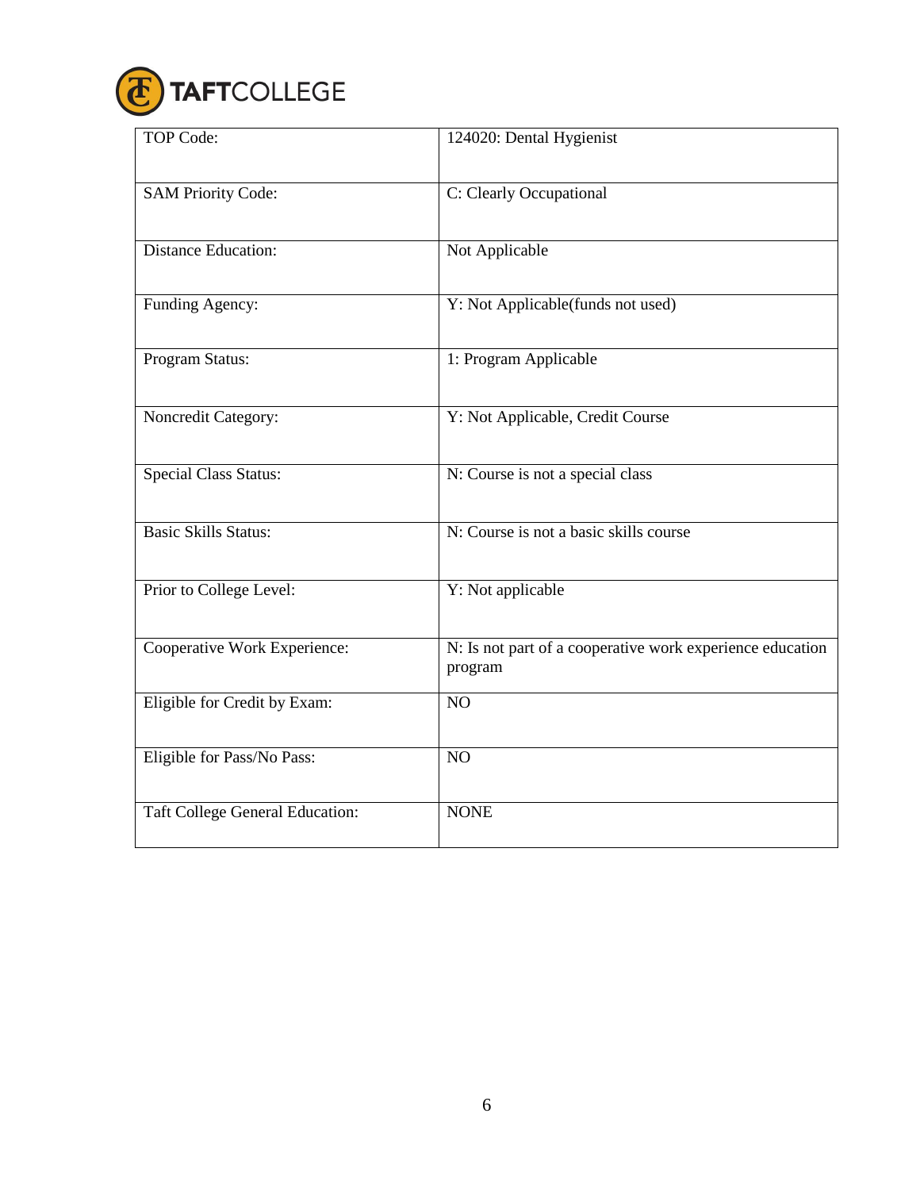| | |
|---|---|
| TOP Code: | 124020: Dental Hygienist |
| SAM Priority Code: | C: Clearly Occupational |
| Distance Education: | Not Applicable |
| Funding Agency: | Y: Not Applicable(funds not used) |
| Program Status: | 1: Program Applicable |
| Noncredit Category: | Y: Not Applicable, Credit Course |
| Special Class Status: | N: Course is not a special class |
| Basic Skills Status: | N: Course is not a basic skills course |
| Prior to College Level: | Y: Not applicable |
| Cooperative Work Experience: | N: Is not part of a cooperative work experience education program |
| Eligible for Credit by Exam: | NO |
| Eligible for Pass/No Pass: | NO |
| Taft College General Education: | NONE |